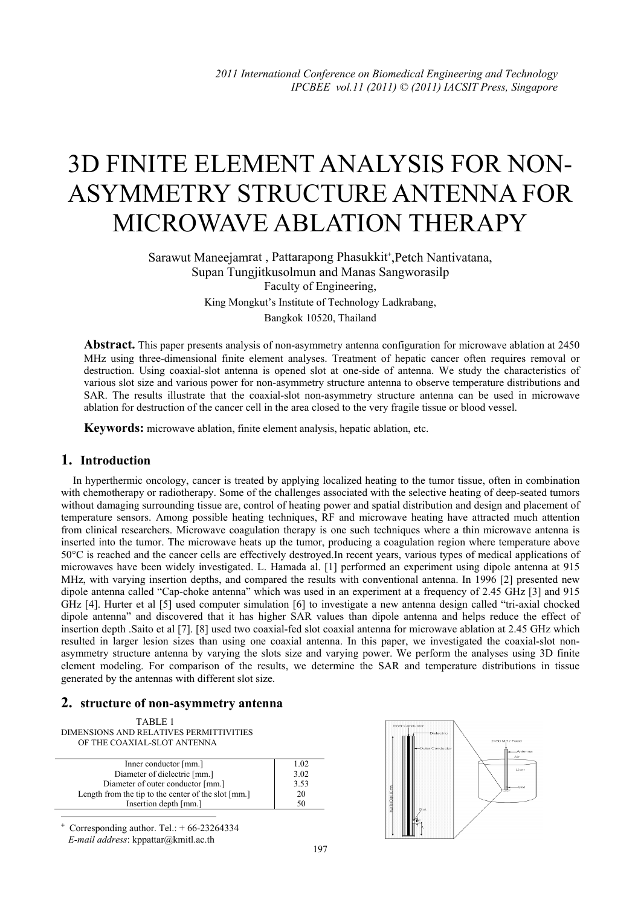# 3D FINITE ELEMENT ANALYSIS FOR NON-ASYMMETRY STRUCTURE ANTENNA FOR MICROWAVE ABLATION THERAPY

Sarawut Maneejamrat , Pattarapong Phasukkit+,Petch Nantivatana, Supan Tungjitkusolmun and Manas Sangworasilp

Faculty of Engineering,

King Mongkut's Institute of Technology Ladkrabang,

Bangkok 10520, Thailand

**Abstract.** This paper presents analysis of non-asymmetry antenna configuration for microwave ablation at 2450 MHz using three-dimensional finite element analyses. Treatment of hepatic cancer often requires removal or destruction. Using coaxial-slot antenna is opened slot at one-side of antenna. We study the characteristics of various slot size and various power for non-asymmetry structure antenna to observe temperature distributions and SAR. The results illustrate that the coaxial-slot non-asymmetry structure antenna can be used in microwave ablation for destruction of the cancer cell in the area closed to the very fragile tissue or blood vessel.

**Keywords:** microwave ablation, finite element analysis, hepatic ablation, etc.

## 1. Introduction

In hyperthermic oncology, cancer is treated by applying localized heating to the tumor tissue, often in combination with chemotherapy or radiotherapy. Some of the challenges associated with the selective heating of deep-seated tumors without damaging surrounding tissue are, control of heating power and spatial distribution and design and placement of temperature sensors. Among possible heating techniques, RF and microwave heating have attracted much attention from clinical researchers. Microwave coagulation therapy is one such techniques where a thin microwave antenna is inserted into the tumor. The microwave heats up the tumor, producing a coagulation region where temperature above 50°C is reached and the cancer cells are effectively destroyed.In recent years, various types of medical applications of microwaves have been widely investigated. L. Hamada al. [1] performed an experiment using dipole antenna at 915 MHz, with varying insertion depths, and compared the results with conventional antenna. In 1996 [2] presented new dipole antenna called "Cap-choke antenna" which was used in an experiment at a frequency of 2.45 GHz [3] and 915 GHz [4]. Hurter et al [5] used computer simulation [6] to investigate a new antenna design called "tri-axial chocked dipole antenna" and discovered that it has higher SAR values than dipole antenna and helps reduce the effect of insertion depth .Saito et al [7]. [8] used two coaxial-fed slot coaxial antenna for microwave ablation at 2.45 GHz which resulted in larger lesion sizes than using one coaxial antenna. In this paper, we investigated the coaxial-slot non-asymmetry structure antenna by varying the slots size and varying power. We perform the analyses using 3D finite element modeling. For comparison of the results, we determine the SAR and temperature distributions in tissue generated by the antennas with different slot size.

## 2. structure of non-asymmetry antenna

TABLE 1
DIMENSIONS AND RELATIVES PERMITTIVITIES OF THE COAXIAL-SLOT ANTENNA

| | |
|---|---|
| Inner conductor [mm.] | 1.02 |
| Diameter of dielectric [mm.] | 3.02 |
| Diameter of outer conductor [mm.] | 3.53 |
| Length from the tip to the center of the slot [mm.] | 20 |
| Insertion depth [mm.] | 50 |

+ Corresponding author. Tel.: + 66-23264334
*E-mail address*: kppattar@kmitl.ac.th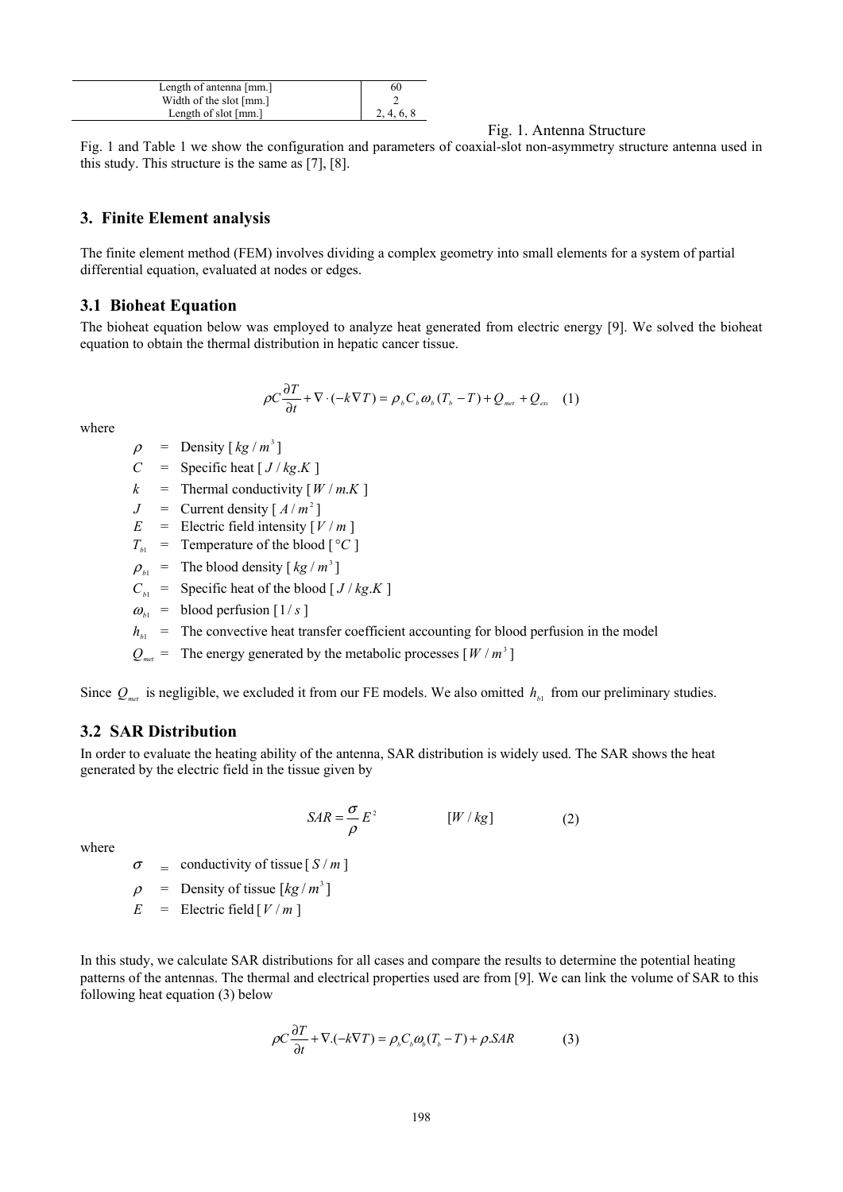| Length of antenna [mm.] | 60 |
|---|---|
| Width of the slot [mm.] | 2 |
| Length of slot [mm.] | 2, 4, 6, 8 |

Fig. 1. Antenna Structure

Fig. 1 and Table 1 we show the configuration and parameters of coaxial-slot non-asymmetry structure antenna used in this study. This structure is the same as [7], [8].

## 3. Finite Element analysis

The finite element method (FEM) involves dividing a complex geometry into small elements for a system of partial differential equation, evaluated at nodes or edges.

### 3.1 Bioheat Equation

The bioheat equation below was employed to analyze heat generated from electric energy [9]. We solved the bioheat equation to obtain the thermal distribution in hepatic cancer tissue.

$$\rho C \frac{\partial T}{\partial t} + \nabla \cdot (-k \nabla T) = \rho_b C_b \omega_b (T_b - T) + Q_{met} + Q_{ext} \quad (1)$$

where

- $\rho$ = Density [ $kg / m^3$ ]
- $C$ = Specific heat [ $J / kg.K$ ]
- $k$ = Thermal conductivity [ $W / m.K$ ]
- $J$ = Current density [ $A / m^2$ ]
- $E$ = Electric field intensity [ $V / m$ ]
- $T_{b1}$ = Temperature of the blood [ $°C$ ]
- $\rho_{b1}$ = The blood density [ $kg / m^3$ ]
- $C_{b1}$ = Specific heat of the blood [ $J / kg.K$ ]
- $\omega_{b1}$ = blood perfusion [ $1/s$ ]
- $h_{b1}$ = The convective heat transfer coefficient accounting for blood perfusion in the model
- $Q_{met}$ = The energy generated by the metabolic processes [ $W / m^3$ ]

Since $Q_{met}$ is negligible, we excluded it from our FE models. We also omitted $h_{b1}$ from our preliminary studies.

### 3.2 SAR Distribution

In order to evaluate the heating ability of the antenna, SAR distribution is widely used. The SAR shows the heat generated by the electric field in the tissue given by

$$SAR = \frac{\sigma}{\rho} E^2 \qquad [W / kg] \qquad (2)$$

where

- $\sigma$ = conductivity of tissue [ $S / m$ ]
- $\rho$ = Density of tissue [ $kg / m^3$ ]
- $E$ = Electric field [ $V / m$ ]

In this study, we calculate SAR distributions for all cases and compare the results to determine the potential heating patterns of the antennas. The thermal and electrical properties used are from [9]. We can link the volume of SAR to this following heat equation (3) below

$$\rho C \frac{\partial T}{\partial t} + \nabla . (-k \nabla T) = \rho_b C_b \omega_b (T_b - T) + \rho . SAR \qquad (3)$$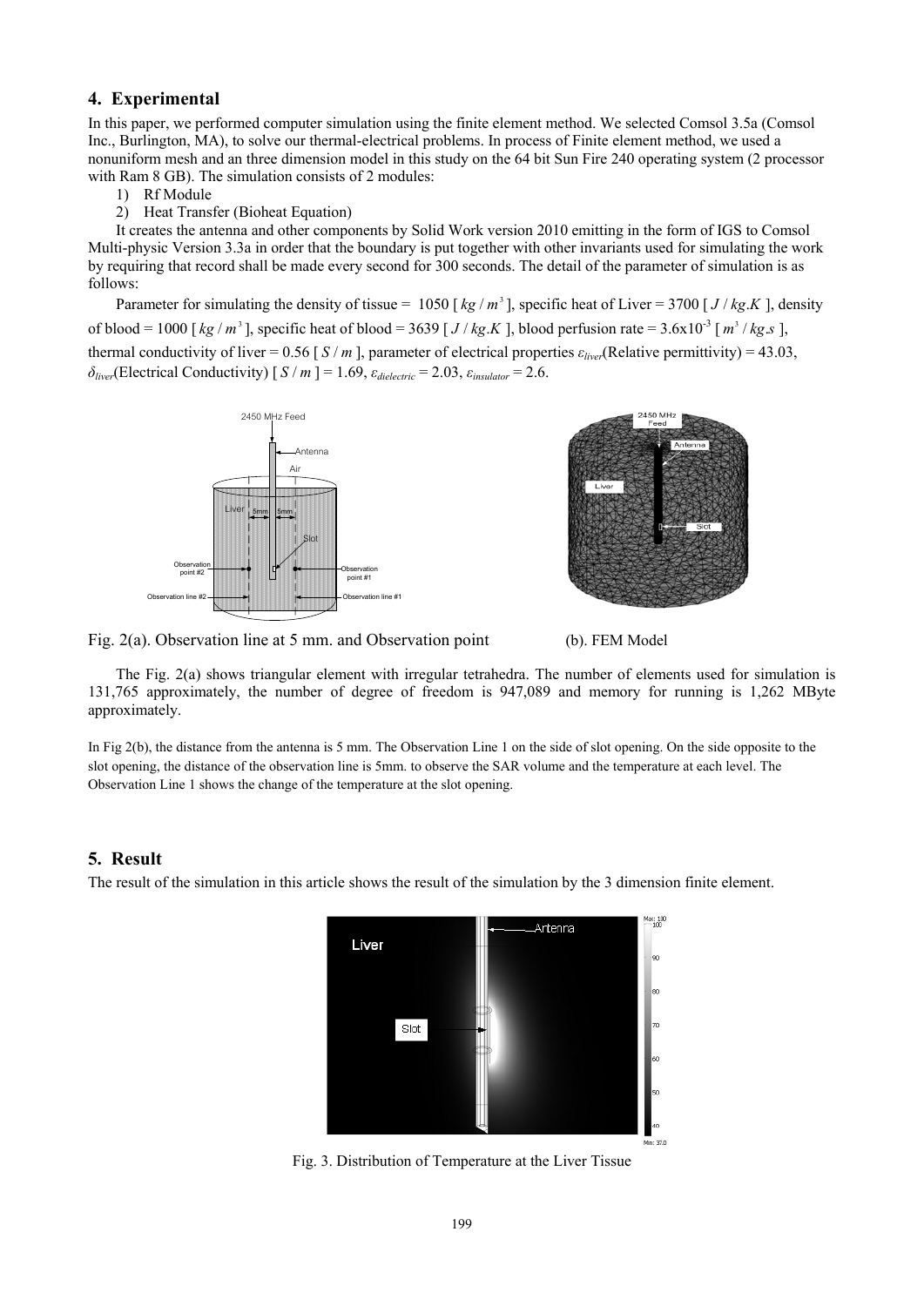## 4. Experimental

In this paper, we performed computer simulation using the finite element method. We selected Comsol 3.5a (Comsol Inc., Burlington, MA), to solve our thermal-electrical problems. In process of Finite element method, we used a nonuniform mesh and an three dimension model in this study on the 64 bit Sun Fire 240 operating system (2 processor with Ram 8 GB). The simulation consists of 2 modules:

1) Rf Module
2) Heat Transfer (Bioheat Equation)

It creates the antenna and other components by Solid Work version 2010 emitting in the form of IGS to Comsol Multi-physic Version 3.3a in order that the boundary is put together with other invariants used for simulating the work by requiring that record shall be made every second for 300 seconds. The detail of the parameter of simulation is as follows:

Parameter for simulating the density of tissue = 1050 [ $kg / m^3$ ], specific heat of Liver = 3700 [ $J / kg.K$ ], density of blood = 1000 [ $kg / m^3$ ], specific heat of blood = 3639 [ $J / kg.K$ ], blood perfusion rate = $3.6 \times 10^{-3}$ [ $m^3 / kg.s$ ], thermal conductivity of liver = 0.56 [ $S / m$ ], parameter of electrical properties $\varepsilon_{liver}$(Relative permittivity) = 43.03, $\delta_{liver}$(Electrical Conductivity) [ $S / m$ ] = 1.69, $\varepsilon_{dielectric}$ = 2.03, $\varepsilon_{insulator}$ = 2.6.

Fig. 2(a). Observation line at 5 mm. and Observation point (b). FEM Model

The Fig. 2(a) shows triangular element with irregular tetrahedra. The number of elements used for simulation is 131,765 approximately, the number of degree of freedom is 947,089 and memory for running is 1,262 MByte approximately.

In Fig 2(b), the distance from the antenna is 5 mm. The Observation Line 1 on the side of slot opening. On the side opposite to the slot opening, the distance of the observation line is 5mm. to observe the SAR volume and the temperature at each level. The Observation Line 1 shows the change of the temperature at the slot opening.

## 5. Result

The result of the simulation in this article shows the result of the simulation by the 3 dimension finite element.

Fig. 3. Distribution of Temperature at the Liver Tissue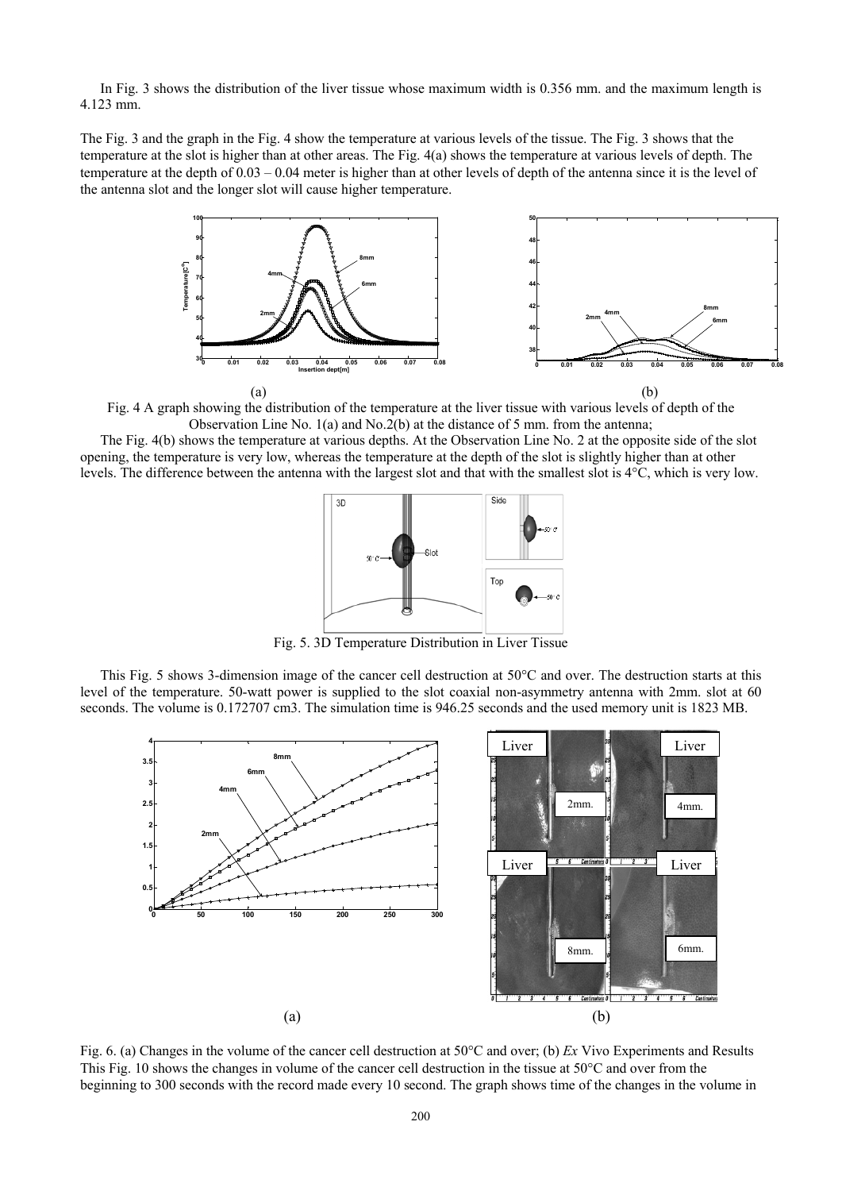In Fig. 3 shows the distribution of the liver tissue whose maximum width is 0.356 mm. and the maximum length is 4.123 mm.

The Fig. 3 and the graph in the Fig. 4 show the temperature at various levels of the tissue. The Fig. 3 shows that the temperature at the slot is higher than at other areas. The Fig. 4(a) shows the temperature at various levels of depth. The temperature at the depth of 0.03 – 0.04 meter is higher than at other levels of depth of the antenna since it is the level of the antenna slot and the longer slot will cause higher temperature.

(a) (b)

Fig. 4 A graph showing the distribution of the temperature at the liver tissue with various levels of depth of the Observation Line No. 1(a) and No.2(b) at the distance of 5 mm. from the antenna;

The Fig. 4(b) shows the temperature at various depths. At the Observation Line No. 2 at the opposite side of the slot opening, the temperature is very low, whereas the temperature at the depth of the slot is slightly higher than at other levels. The difference between the antenna with the largest slot and that with the smallest slot is 4°C, which is very low.

Fig. 5. 3D Temperature Distribution in Liver Tissue

This Fig. 5 shows 3-dimension image of the cancer cell destruction at 50°C and over. The destruction starts at this level of the temperature. 50-watt power is supplied to the slot coaxial non-asymmetry antenna with 2mm. slot at 60 seconds. The volume is 0.172707 cm3. The simulation time is 946.25 seconds and the used memory unit is 1823 MB.

(a) (b)

Fig. 6. (a) Changes in the volume of the cancer cell destruction at 50°C and over; (b) *Ex* Vivo Experiments and Results

This Fig. 10 shows the changes in volume of the cancer cell destruction in the tissue at 50°C and over from the beginning to 300 seconds with the record made every 10 second. The graph shows time of the changes in the volume in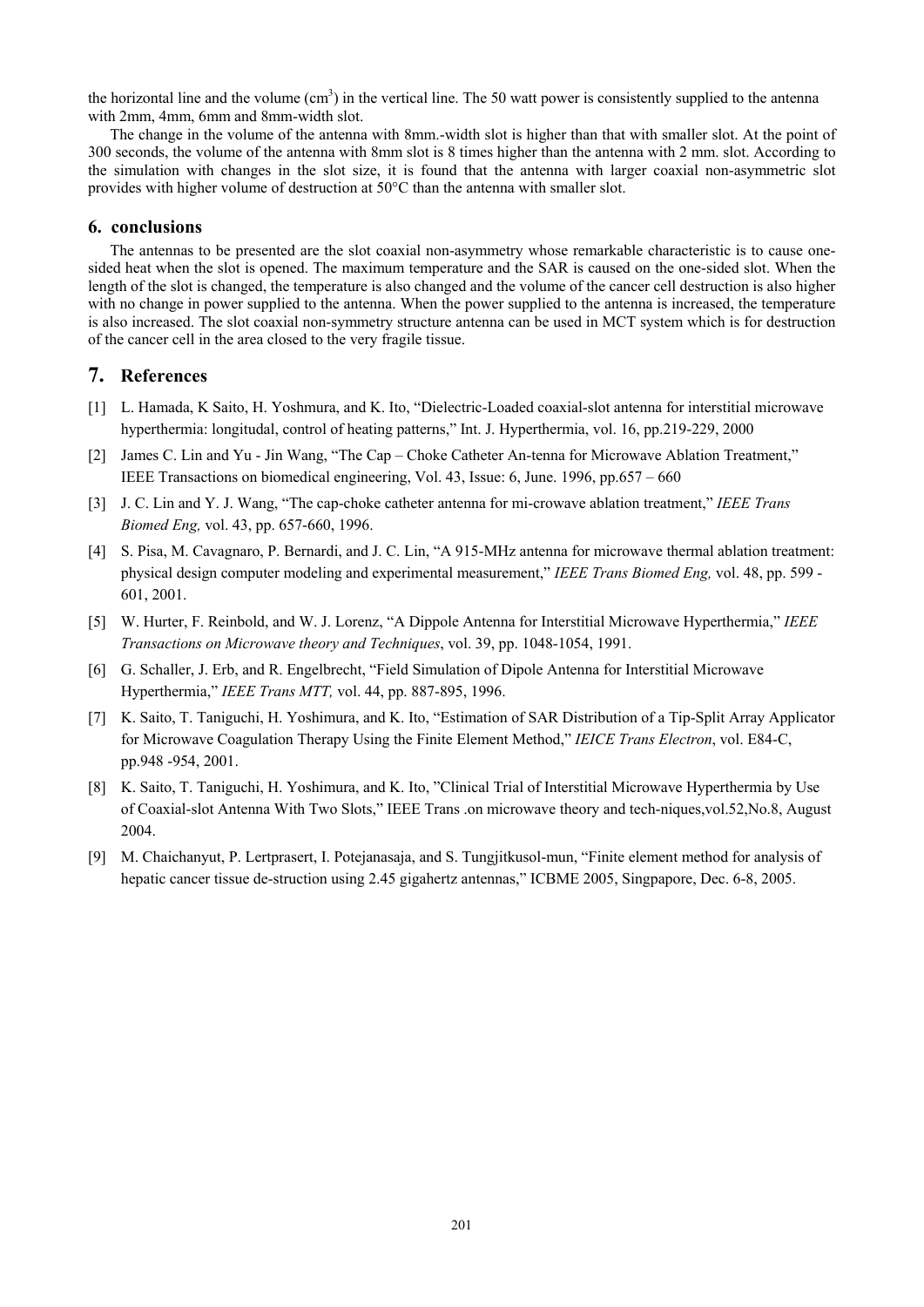the horizontal line and the volume ($cm^3$) in the vertical line. The 50 watt power is consistently supplied to the antenna with 2mm, 4mm, 6mm and 8mm-width slot.

The change in the volume of the antenna with 8mm.-width slot is higher than that with smaller slot. At the point of 300 seconds, the volume of the antenna with 8mm slot is 8 times higher than the antenna with 2 mm. slot. According to the simulation with changes in the slot size, it is found that the antenna with larger coaxial non-asymmetric slot provides with higher volume of destruction at 50°C than the antenna with smaller slot.

## 6. conclusions

The antennas to be presented are the slot coaxial non-asymmetry whose remarkable characteristic is to cause one-sided heat when the slot is opened. The maximum temperature and the SAR is caused on the one-sided slot. When the length of the slot is changed, the temperature is also changed and the volume of the cancer cell destruction is also higher with no change in power supplied to the antenna. When the power supplied to the antenna is increased, the temperature is also increased. The slot coaxial non-symmetry structure antenna can be used in MCT system which is for destruction of the cancer cell in the area closed to the very fragile tissue.

## 7. References

[1] L. Hamada, K Saito, H. Yoshmura, and K. Ito, "Dielectric-Loaded coaxial-slot antenna for interstitial microwave hyperthermia: longitudal, control of heating patterns," Int. J. Hyperthermia, vol. 16, pp.219-229, 2000

[2] James C. Lin and Yu - Jin Wang, "The Cap – Choke Catheter An-tenna for Microwave Ablation Treatment," IEEE Transactions on biomedical engineering, Vol. 43, Issue: 6, June. 1996, pp.657 – 660

[3] J. C. Lin and Y. J. Wang, "The cap-choke catheter antenna for mi-crowave ablation treatment," *IEEE Trans Biomed Eng,* vol. 43, pp. 657-660, 1996.

[4] S. Pisa, M. Cavagnaro, P. Bernardi, and J. C. Lin, "A 915-MHz antenna for microwave thermal ablation treatment: physical design computer modeling and experimental measurement," *IEEE Trans Biomed Eng,* vol. 48, pp. 599 - 601, 2001.

[5] W. Hurter, F. Reinbold, and W. J. Lorenz, "A Dippole Antenna for Interstitial Microwave Hyperthermia," *IEEE Transactions on Microwave theory and Techniques*, vol. 39, pp. 1048-1054, 1991.

[6] G. Schaller, J. Erb, and R. Engelbrecht, "Field Simulation of Dipole Antenna for Interstitial Microwave Hyperthermia," *IEEE Trans MTT,* vol. 44, pp. 887-895, 1996.

[7] K. Saito, T. Taniguchi, H. Yoshimura, and K. Ito, "Estimation of SAR Distribution of a Tip-Split Array Applicator for Microwave Coagulation Therapy Using the Finite Element Method," *IEICE Trans Electron*, vol. E84-C, pp.948 -954, 2001.

[8] K. Saito, T. Taniguchi, H. Yoshimura, and K. Ito, "Clinical Trial of Interstitial Microwave Hyperthermia by Use of Coaxial-slot Antenna With Two Slots," IEEE Trans .on microwave theory and tech-niques,vol.52,No.8, August 2004.

[9] M. Chaichanyut, P. Lertprasert, I. Potejanasaja, and S. Tungjitkusol-mun, "Finite element method for analysis of hepatic cancer tissue de-struction using 2.45 gigahertz antennas," ICBME 2005, Singpapore, Dec. 6-8, 2005.